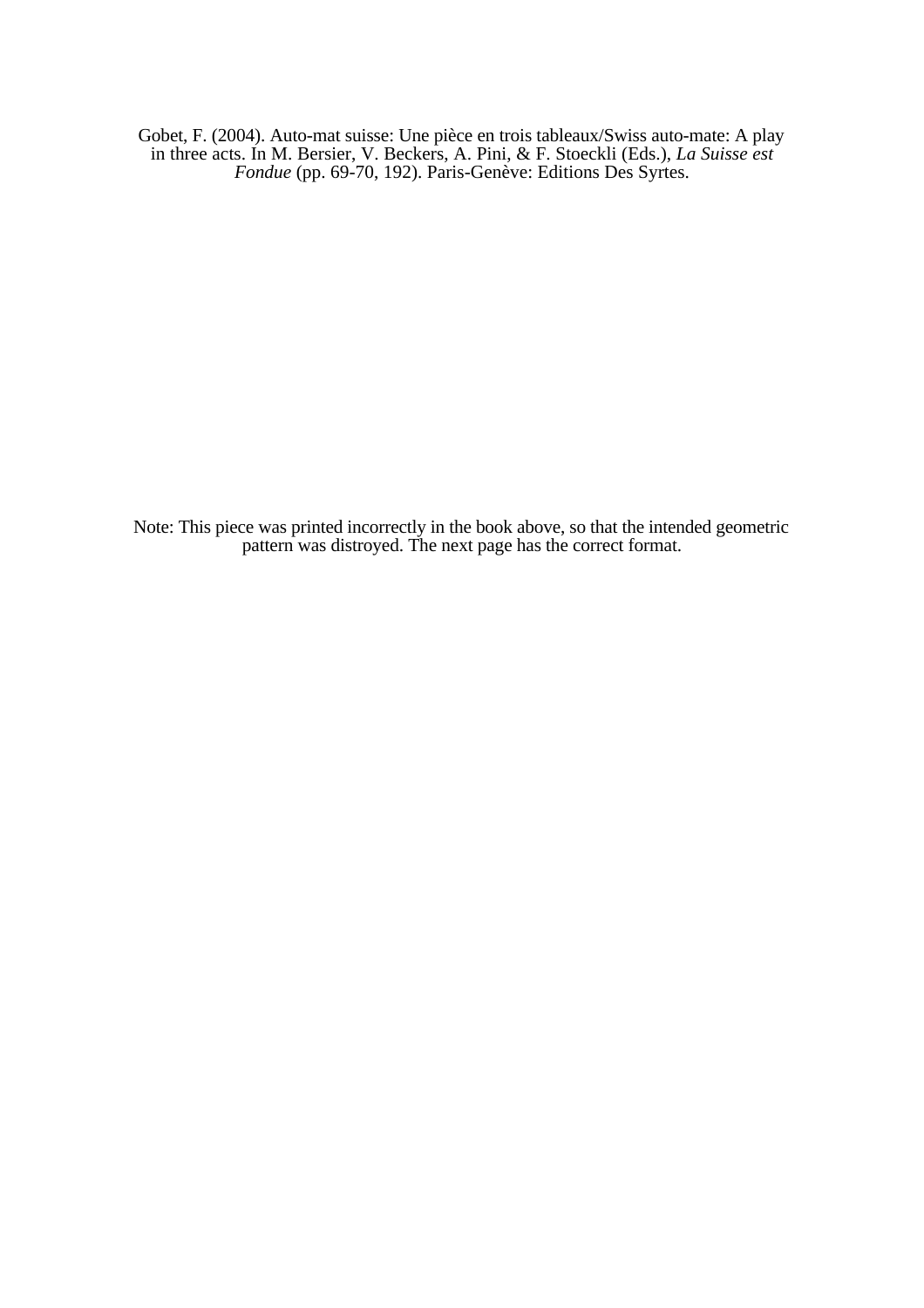Gobet, F. (2004). Auto-mat suisse: Une pièce en trois tableaux/Swiss auto-mate: A play in three acts. In M. Bersier, V. Beckers, A. Pini, & F. Stoeckli (Eds.), *La Suisse est Fondue* (pp. 69-70, 192). Paris-Genève: Editions Des Syrtes.

Note: This piece was printed incorrectly in the book above, so that the intended geometric pattern was distroyed. The next page has the correct format.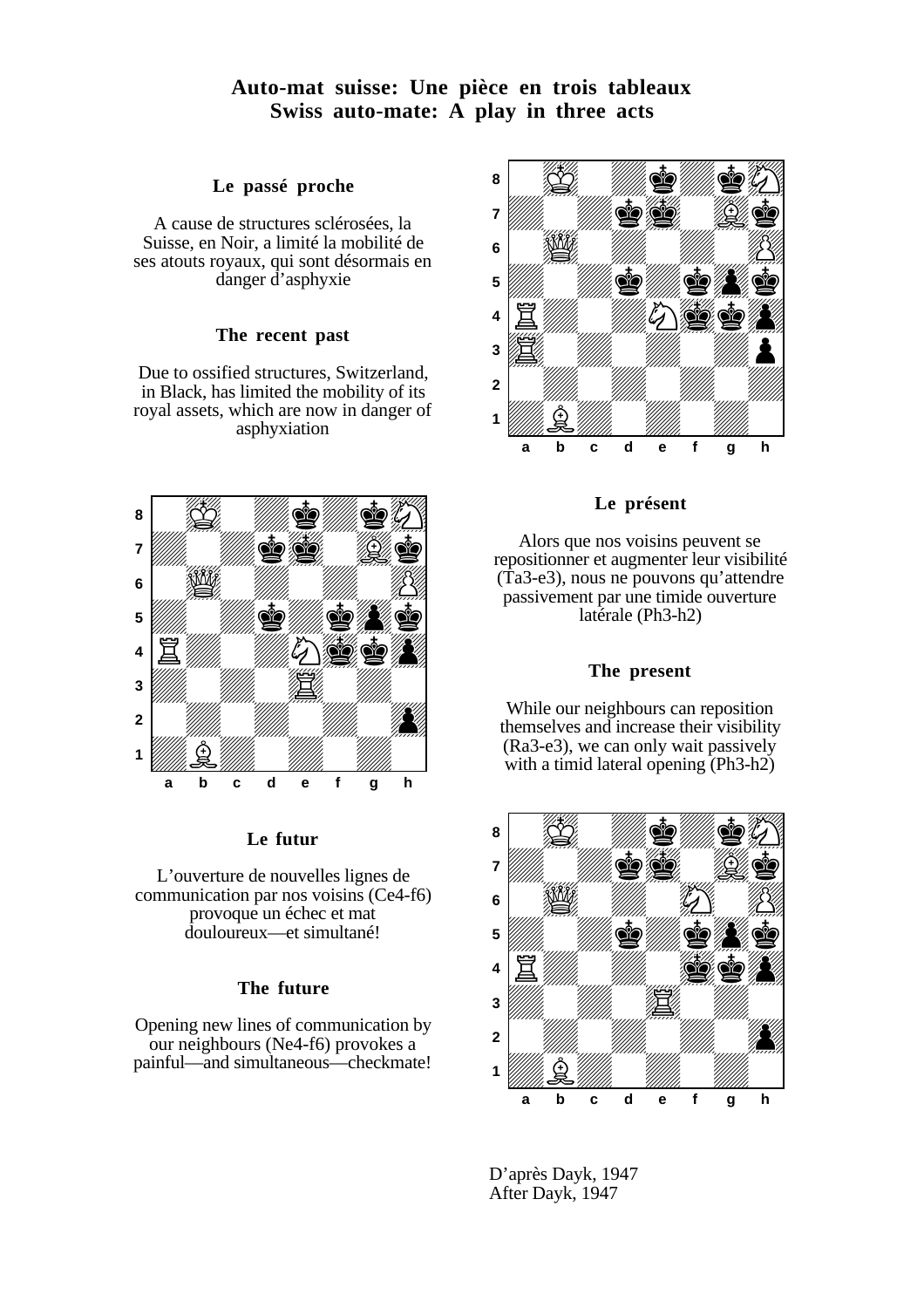# Auto-mat suisse: Une pièce en trois tableaux
# Swiss auto-mate: A play in three acts

### Le passé proche

A cause de structures sclérosées, la Suisse, en Noir, a limité la mobilité de ses atouts royaux, qui sont désormais en danger d'asphyxie

### The recent past

Due to ossified structures, Switzerland, in Black, has limited the mobility of its royal assets, which are now in danger of asphyxiation

8
7
6
5
4
3
2
1
a b c d e f g h

### Le présent

Alors que nos voisins peuvent se repositionner et augmenter leur visibilité (Ta3-e3), nous ne pouvons qu'attendre passivement par une timide ouverture latérale (Ph3-h2)

### The present

While our neighbours can reposition themselves and increase their visibility (Ra3-e3), we can only wait passively with a timid lateral opening (Ph3-h2)

8
7
6
5
4
3
2
1
a b c d e f g h

### Le futur

L'ouverture de nouvelles lignes de communication par nos voisins (Ce4-f6) provoque un échec et mat douloureux—et simultané!

### The future

Opening new lines of communication by our neighbours (Ne4-f6) provokes a painful—and simultaneous—checkmate!

8
7
6
5
4
3
2
1
a b c d e f g h

D'après Dayk, 1947
After Dayk, 1947